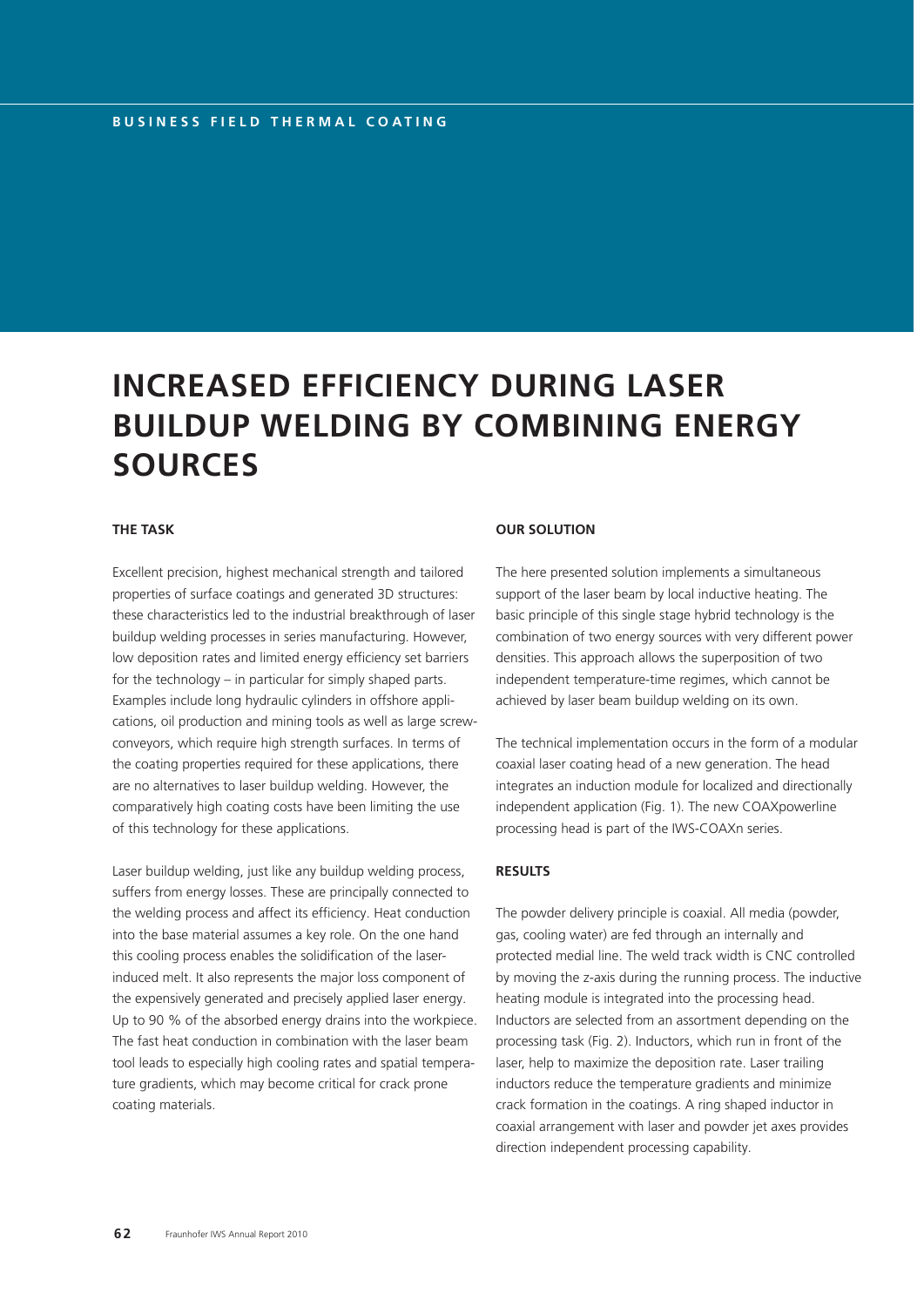BUSINESS FIELD THERMAL COATING

# INCREASED EFFICIENCY DURING LASER BUILDUP WELDING BY COMBINING ENERGY SOURCES

## THE TASK

Excellent precision, highest mechanical strength and tailored properties of surface coatings and generated 3D structures: these characteristics led to the industrial breakthrough of laser buildup welding processes in series manufacturing. However, low deposition rates and limited energy efficiency set barriers for the technology – in particular for simply shaped parts. Examples include long hydraulic cylinders in offshore applications, oil production and mining tools as well as large screw-conveyors, which require high strength surfaces. In terms of the coating properties required for these applications, there are no alternatives to laser buildup welding. However, the comparatively high coating costs have been limiting the use of this technology for these applications.

Laser buildup welding, just like any buildup welding process, suffers from energy losses. These are principally connected to the welding process and affect its efficiency. Heat conduction into the base material assumes a key role. On the one hand this cooling process enables the solidification of the laser-induced melt. It also represents the major loss component of the expensively generated and precisely applied laser energy. Up to 90 % of the absorbed energy drains into the workpiece. The fast heat conduction in combination with the laser beam tool leads to especially high cooling rates and spatial temperature gradients, which may become critical for crack prone coating materials.

## OUR SOLUTION

The here presented solution implements a simultaneous support of the laser beam by local inductive heating. The basic principle of this single stage hybrid technology is the combination of two energy sources with very different power densities. This approach allows the superposition of two independent temperature-time regimes, which cannot be achieved by laser beam buildup welding on its own.

The technical implementation occurs in the form of a modular coaxial laser coating head of a new generation. The head integrates an induction module for localized and directionally independent application (Fig. 1). The new COAXpowerline processing head is part of the IWS-COAXn series.

## RESULTS

The powder delivery principle is coaxial. All media (powder, gas, cooling water) are fed through an internally and protected medial line. The weld track width is CNC controlled by moving the z-axis during the running process. The inductive heating module is integrated into the processing head. Inductors are selected from an assortment depending on the processing task (Fig. 2). Inductors, which run in front of the laser, help to maximize the deposition rate. Laser trailing inductors reduce the temperature gradients and minimize crack formation in the coatings. A ring shaped inductor in coaxial arrangement with laser and powder jet axes provides direction independent processing capability.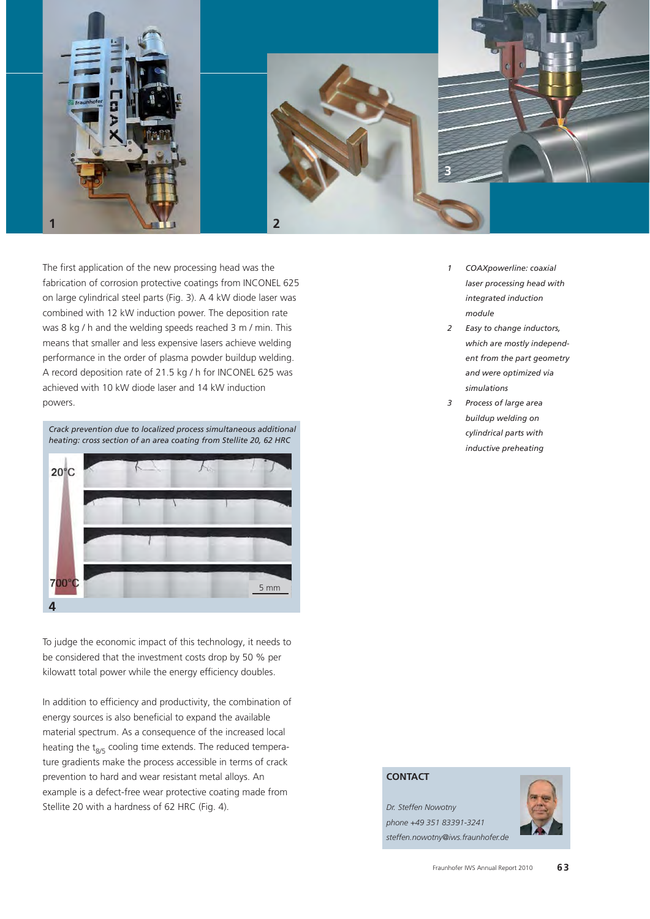The first application of the new processing head was the fabrication of corrosion protective coatings from INCONEL 625 on large cylindrical steel parts (Fig. 3). A 4 kW diode laser was combined with 12 kW induction power. The deposition rate was 8 kg / h and the welding speeds reached 3 m / min. This means that smaller and less expensive lasers achieve welding performance in the order of plasma powder buildup welding. A record deposition rate of 21.5 kg / h for INCONEL 625 was achieved with 10 kW diode laser and 14 kW induction powers.

*Crack prevention due to localized process simultaneous additional heating: cross section of an area coating from Stellite 20, 62 HRC*

20 °C

700 °C

5 mm

4

To judge the economic impact of this technology, it needs to be considered that the investment costs drop by 50 % per kilowatt total power while the energy efficiency doubles.

In addition to efficiency and productivity, the combination of energy sources is also beneficial to expand the available material spectrum. As a consequence of the increased local heating the $t_{8/5}$ cooling time extends. The reduced temperature gradients make the process accessible in terms of crack prevention to hard and wear resistant metal alloys. An example is a defect-free wear protective coating made from Stellite 20 with a hardness of 62 HRC (Fig. 4).

1 *COAXpowerline: coaxial laser processing head with integrated induction module*

2 *Easy to change inductors, which are mostly independent from the part geometry and were optimized via simulations*

3 *Process of large area buildup welding on cylindrical parts with inductive preheating*

**CONTACT**

*Dr. Steffen Nowotny*
*phone +49 351 83391-3241*
*steffen.nowotny@iws.fraunhofer.de*